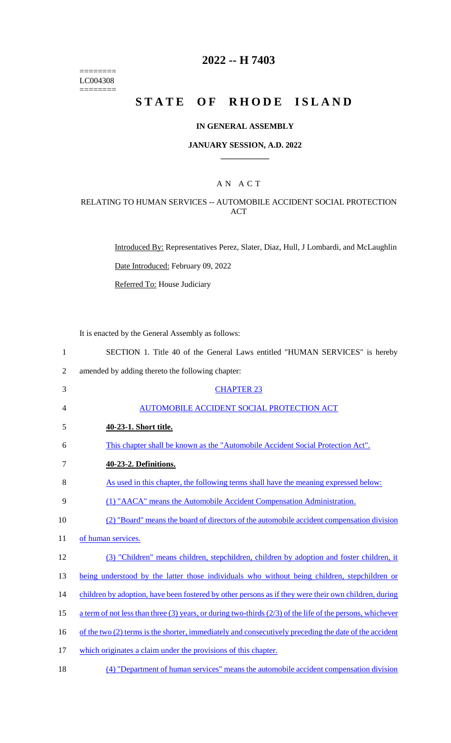========
LC004308
========

# 2022 -- H 7403

# STATE OF RHODE ISLAND

## IN GENERAL ASSEMBLY

### JANUARY SESSION, A.D. 2022

---

## A N A C T

### RELATING TO HUMAN SERVICES -- AUTOMOBILE ACCIDENT SOCIAL PROTECTION ACT

Introduced By: Representatives Perez, Slater, Diaz, Hull, J Lombardi, and McLaughlin

Date Introduced: February 09, 2022

Referred To: House Judiciary

It is enacted by the General Assembly as follows:

1 SECTION 1. Title 40 of the General Laws entitled "HUMAN SERVICES" is hereby
2 amended by adding thereto the following chapter:

3 CHAPTER 23

4 AUTOMOBILE ACCIDENT SOCIAL PROTECTION ACT

5 **40-23-1. Short title.**

6 This chapter shall be known as the "Automobile Accident Social Protection Act".

7 **40-23-2. Definitions.**

8 As used in this chapter, the following terms shall have the meaning expressed below:

9 (1) "AACA" means the Automobile Accident Compensation Administration.

10 (2) "Board" means the board of directors of the automobile accident compensation division
11 of human services.

12 (3) "Children" means children, stepchildren, children by adoption and foster children, it
13 being understood by the latter those individuals who without being children, stepchildren or
14 children by adoption, have been fostered by other persons as if they were their own children, during
15 a term of not less than three (3) years, or during two-thirds (2/3) of the life of the persons, whichever
16 of the two (2) terms is the shorter, immediately and consecutively preceding the date of the accident
17 which originates a claim under the provisions of this chapter.

18 (4) "Department of human services" means the automobile accident compensation division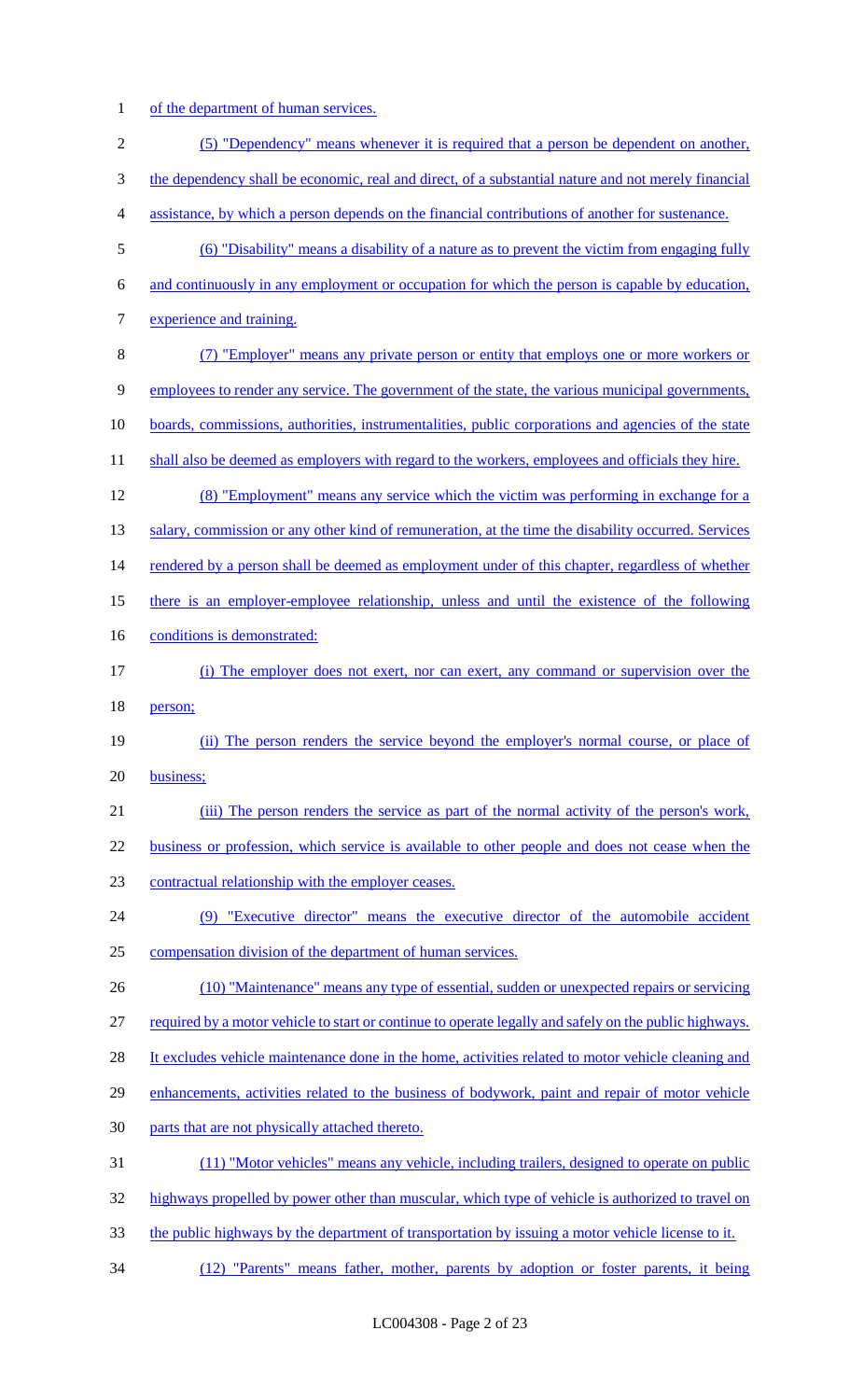of the department of human services.

(5) "Dependency" means whenever it is required that a person be dependent on another, the dependency shall be economic, real and direct, of a substantial nature and not merely financial assistance, by which a person depends on the financial contributions of another for sustenance.

(6) "Disability" means a disability of a nature as to prevent the victim from engaging fully and continuously in any employment or occupation for which the person is capable by education, experience and training.

(7) "Employer" means any private person or entity that employs one or more workers or employees to render any service. The government of the state, the various municipal governments, boards, commissions, authorities, instrumentalities, public corporations and agencies of the state shall also be deemed as employers with regard to the workers, employees and officials they hire.

(8) "Employment" means any service which the victim was performing in exchange for a salary, commission or any other kind of remuneration, at the time the disability occurred. Services rendered by a person shall be deemed as employment under of this chapter, regardless of whether there is an employer-employee relationship, unless and until the existence of the following conditions is demonstrated:

(i) The employer does not exert, nor can exert, any command or supervision over the person;

(ii) The person renders the service beyond the employer's normal course, or place of business;

(iii) The person renders the service as part of the normal activity of the person's work, business or profession, which service is available to other people and does not cease when the contractual relationship with the employer ceases.

(9) "Executive director" means the executive director of the automobile accident compensation division of the department of human services.

(10) "Maintenance" means any type of essential, sudden or unexpected repairs or servicing required by a motor vehicle to start or continue to operate legally and safely on the public highways. It excludes vehicle maintenance done in the home, activities related to motor vehicle cleaning and enhancements, activities related to the business of bodywork, paint and repair of motor vehicle parts that are not physically attached thereto.

(11) "Motor vehicles" means any vehicle, including trailers, designed to operate on public highways propelled by power other than muscular, which type of vehicle is authorized to travel on the public highways by the department of transportation by issuing a motor vehicle license to it.

(12) "Parents" means father, mother, parents by adoption or foster parents, it being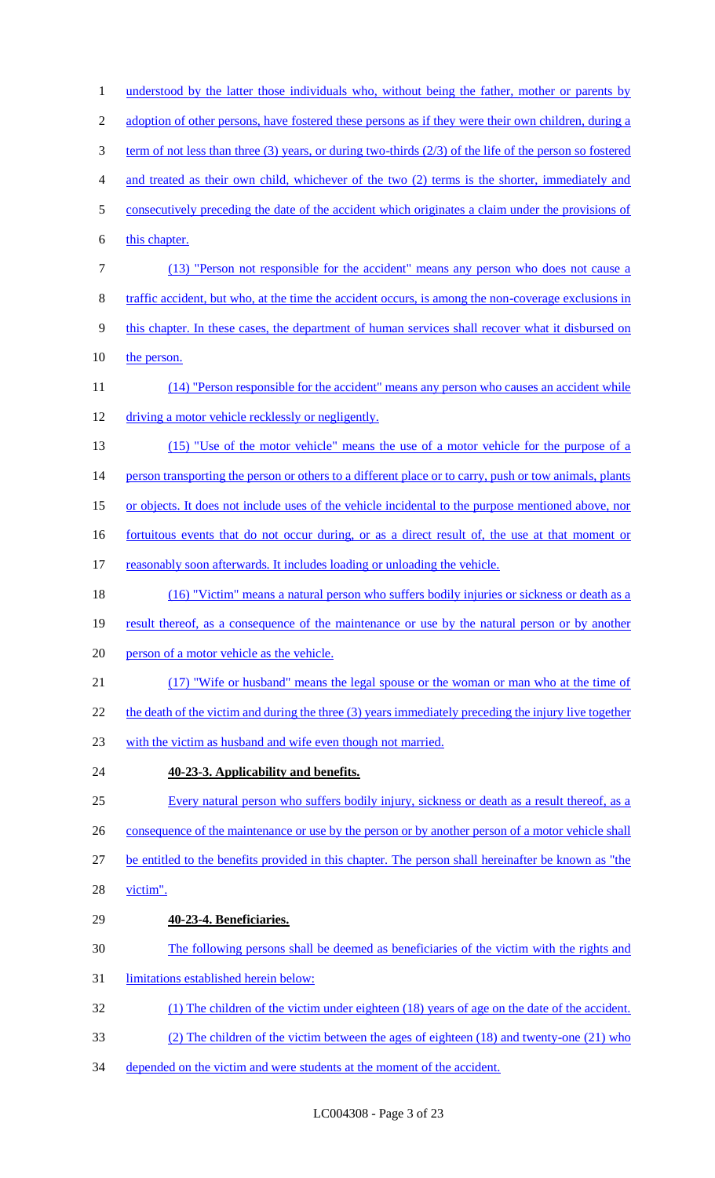understood by the latter those individuals who, without being the father, mother or parents by adoption of other persons, have fostered these persons as if they were their own children, during a term of not less than three (3) years, or during two-thirds (2/3) of the life of the person so fostered and treated as their own child, whichever of the two (2) terms is the shorter, immediately and consecutively preceding the date of the accident which originates a claim under the provisions of this chapter.

(13) "Person not responsible for the accident" means any person who does not cause a traffic accident, but who, at the time the accident occurs, is among the non-coverage exclusions in this chapter. In these cases, the department of human services shall recover what it disbursed on the person.

(14) "Person responsible for the accident" means any person who causes an accident while driving a motor vehicle recklessly or negligently.

(15) "Use of the motor vehicle" means the use of a motor vehicle for the purpose of a person transporting the person or others to a different place or to carry, push or tow animals, plants or objects. It does not include uses of the vehicle incidental to the purpose mentioned above, nor fortuitous events that do not occur during, or as a direct result of, the use at that moment or reasonably soon afterwards. It includes loading or unloading the vehicle.

(16) "Victim" means a natural person who suffers bodily injuries or sickness or death as a result thereof, as a consequence of the maintenance or use by the natural person or by another person of a motor vehicle as the vehicle.

(17) "Wife or husband" means the legal spouse or the woman or man who at the time of the death of the victim and during the three (3) years immediately preceding the injury live together with the victim as husband and wife even though not married.

**40-23-3. Applicability and benefits.**

Every natural person who suffers bodily injury, sickness or death as a result thereof, as a consequence of the maintenance or use by the person or by another person of a motor vehicle shall be entitled to the benefits provided in this chapter. The person shall hereinafter be known as "the victim".

**40-23-4. Beneficiaries.**

The following persons shall be deemed as beneficiaries of the victim with the rights and limitations established herein below:

(1) The children of the victim under eighteen (18) years of age on the date of the accident.

(2) The children of the victim between the ages of eighteen (18) and twenty-one (21) who depended on the victim and were students at the moment of the accident.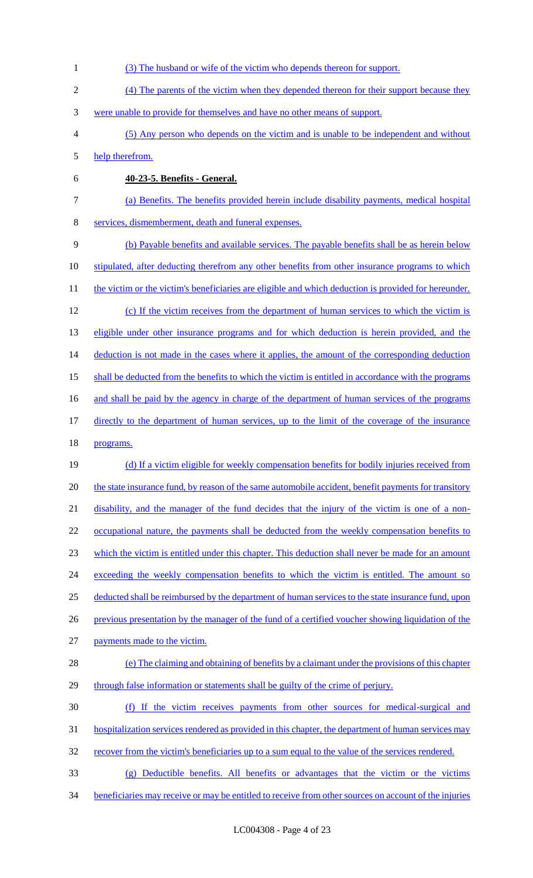(3) The husband or wife of the victim who depends thereon for support.

(4) The parents of the victim when they depended thereon for their support because they were unable to provide for themselves and have no other means of support.

(5) Any person who depends on the victim and is unable to be independent and without help therefrom.

**40-23-5. Benefits - General.**

(a) Benefits. The benefits provided herein include disability payments, medical hospital services, dismemberment, death and funeral expenses.

(b) Payable benefits and available services. The payable benefits shall be as herein below stipulated, after deducting therefrom any other benefits from other insurance programs to which the victim or the victim's beneficiaries are eligible and which deduction is provided for hereunder.

(c) If the victim receives from the department of human services to which the victim is eligible under other insurance programs and for which deduction is herein provided, and the deduction is not made in the cases where it applies, the amount of the corresponding deduction shall be deducted from the benefits to which the victim is entitled in accordance with the programs and shall be paid by the agency in charge of the department of human services of the programs directly to the department of human services, up to the limit of the coverage of the insurance programs.

(d) If a victim eligible for weekly compensation benefits for bodily injuries received from the state insurance fund, by reason of the same automobile accident, benefit payments for transitory disability, and the manager of the fund decides that the injury of the victim is one of a non-occupational nature, the payments shall be deducted from the weekly compensation benefits to which the victim is entitled under this chapter. This deduction shall never be made for an amount exceeding the weekly compensation benefits to which the victim is entitled. The amount so deducted shall be reimbursed by the department of human services to the state insurance fund, upon previous presentation by the manager of the fund of a certified voucher showing liquidation of the payments made to the victim.

(e) The claiming and obtaining of benefits by a claimant under the provisions of this chapter through false information or statements shall be guilty of the crime of perjury.

(f) If the victim receives payments from other sources for medical-surgical and hospitalization services rendered as provided in this chapter, the department of human services may recover from the victim's beneficiaries up to a sum equal to the value of the services rendered.

(g) Deductible benefits. All benefits or advantages that the victim or the victims beneficiaries may receive or may be entitled to receive from other sources on account of the injuries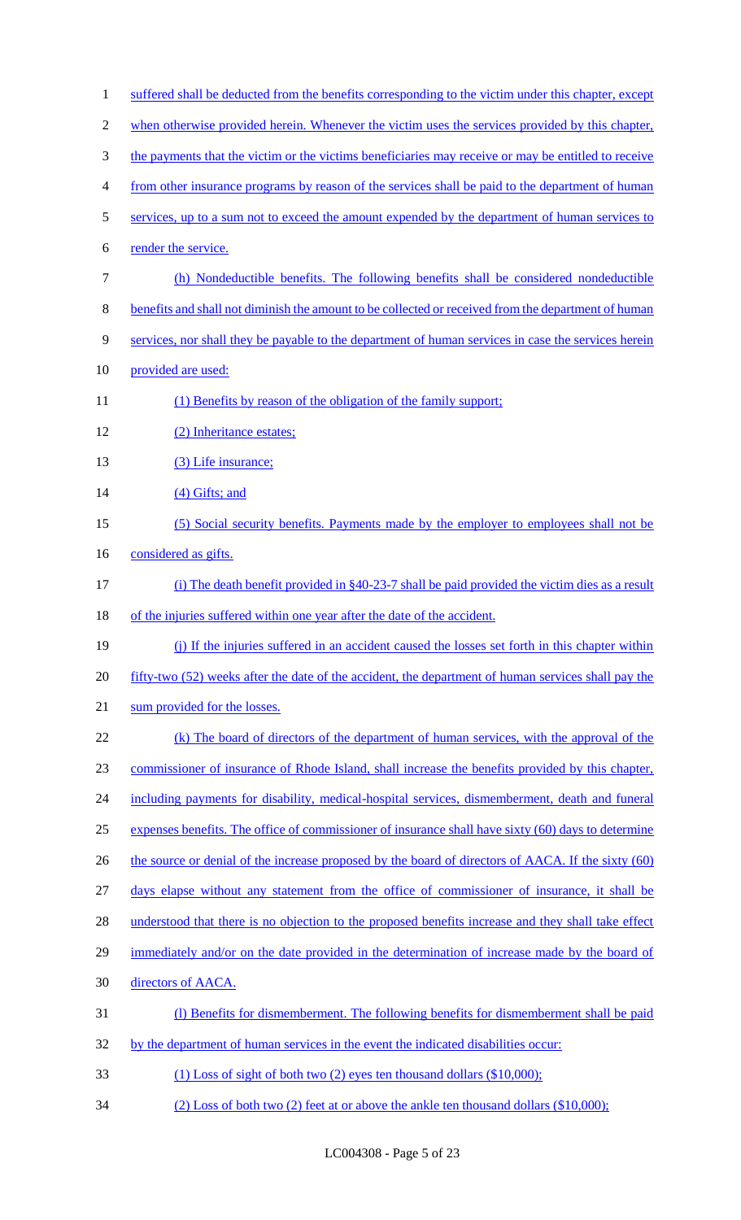suffered shall be deducted from the benefits corresponding to the victim under this chapter, except when otherwise provided herein. Whenever the victim uses the services provided by this chapter, the payments that the victim or the victims beneficiaries may receive or may be entitled to receive from other insurance programs by reason of the services shall be paid to the department of human services, up to a sum not to exceed the amount expended by the department of human services to render the service.

(h) Nondeductible benefits. The following benefits shall be considered nondeductible benefits and shall not diminish the amount to be collected or received from the department of human services, nor shall they be payable to the department of human services in case the services herein provided are used:

(1) Benefits by reason of the obligation of the family support;

(2) Inheritance estates;

(3) Life insurance;

(4) Gifts; and

(5) Social security benefits. Payments made by the employer to employees shall not be considered as gifts.

(i) The death benefit provided in §40-23-7 shall be paid provided the victim dies as a result of the injuries suffered within one year after the date of the accident.

(j) If the injuries suffered in an accident caused the losses set forth in this chapter within fifty-two (52) weeks after the date of the accident, the department of human services shall pay the sum provided for the losses.

(k) The board of directors of the department of human services, with the approval of the commissioner of insurance of Rhode Island, shall increase the benefits provided by this chapter, including payments for disability, medical-hospital services, dismemberment, death and funeral expenses benefits. The office of commissioner of insurance shall have sixty (60) days to determine the source or denial of the increase proposed by the board of directors of AACA. If the sixty (60) days elapse without any statement from the office of commissioner of insurance, it shall be understood that there is no objection to the proposed benefits increase and they shall take effect immediately and/or on the date provided in the determination of increase made by the board of directors of AACA.

(l) Benefits for dismemberment. The following benefits for dismemberment shall be paid by the department of human services in the event the indicated disabilities occur:

(1) Loss of sight of both two (2) eyes ten thousand dollars ($10,000);

(2) Loss of both two (2) feet at or above the ankle ten thousand dollars ($10,000);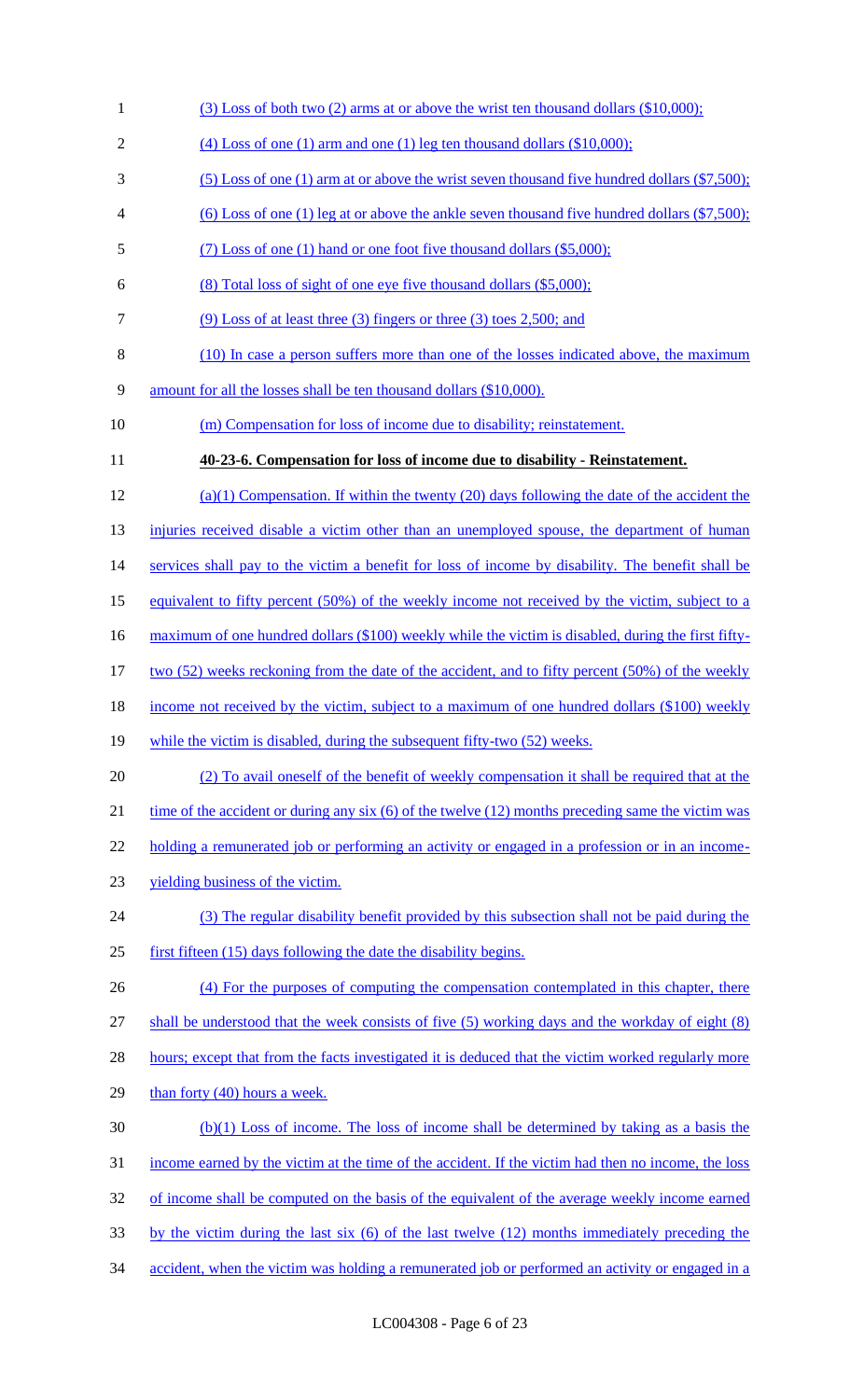(3) Loss of both two (2) arms at or above the wrist ten thousand dollars ($10,000);

(4) Loss of one (1) arm and one (1) leg ten thousand dollars ($10,000);

(5) Loss of one (1) arm at or above the wrist seven thousand five hundred dollars ($7,500);

(6) Loss of one (1) leg at or above the ankle seven thousand five hundred dollars ($7,500);

(7) Loss of one (1) hand or one foot five thousand dollars ($5,000);

(8) Total loss of sight of one eye five thousand dollars ($5,000);

(9) Loss of at least three (3) fingers or three (3) toes 2,500; and

(10) In case a person suffers more than one of the losses indicated above, the maximum amount for all the losses shall be ten thousand dollars ($10,000).

(m) Compensation for loss of income due to disability; reinstatement.

**40-23-6. Compensation for loss of income due to disability - Reinstatement.**

(a)(1) Compensation. If within the twenty (20) days following the date of the accident the injuries received disable a victim other than an unemployed spouse, the department of human services shall pay to the victim a benefit for loss of income by disability. The benefit shall be equivalent to fifty percent (50%) of the weekly income not received by the victim, subject to a maximum of one hundred dollars ($100) weekly while the victim is disabled, during the first fifty-two (52) weeks reckoning from the date of the accident, and to fifty percent (50%) of the weekly income not received by the victim, subject to a maximum of one hundred dollars ($100) weekly while the victim is disabled, during the subsequent fifty-two (52) weeks.

(2) To avail oneself of the benefit of weekly compensation it shall be required that at the time of the accident or during any six (6) of the twelve (12) months preceding same the victim was holding a remunerated job or performing an activity or engaged in a profession or in an income-yielding business of the victim.

(3) The regular disability benefit provided by this subsection shall not be paid during the first fifteen (15) days following the date the disability begins.

(4) For the purposes of computing the compensation contemplated in this chapter, there shall be understood that the week consists of five (5) working days and the workday of eight (8) hours; except that from the facts investigated it is deduced that the victim worked regularly more than forty (40) hours a week.

(b)(1) Loss of income. The loss of income shall be determined by taking as a basis the income earned by the victim at the time of the accident. If the victim had then no income, the loss of income shall be computed on the basis of the equivalent of the average weekly income earned by the victim during the last six (6) of the last twelve (12) months immediately preceding the accident, when the victim was holding a remunerated job or performed an activity or engaged in a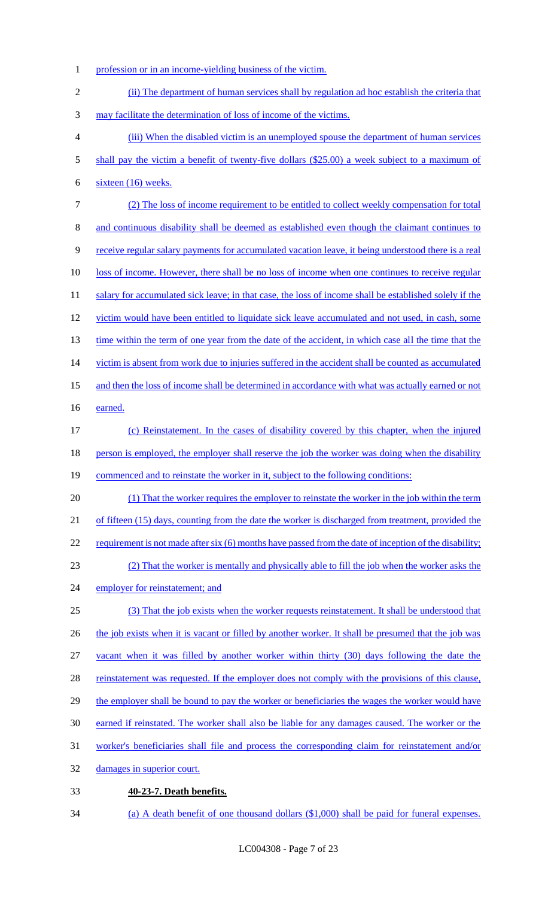profession or in an income-yielding business of the victim.

(ii) The department of human services shall by regulation ad hoc establish the criteria that may facilitate the determination of loss of income of the victims.

(iii) When the disabled victim is an unemployed spouse the department of human services shall pay the victim a benefit of twenty-five dollars ($25.00) a week subject to a maximum of sixteen (16) weeks.

(2) The loss of income requirement to be entitled to collect weekly compensation for total and continuous disability shall be deemed as established even though the claimant continues to receive regular salary payments for accumulated vacation leave, it being understood there is a real loss of income. However, there shall be no loss of income when one continues to receive regular salary for accumulated sick leave; in that case, the loss of income shall be established solely if the victim would have been entitled to liquidate sick leave accumulated and not used, in cash, some time within the term of one year from the date of the accident, in which case all the time that the victim is absent from work due to injuries suffered in the accident shall be counted as accumulated and then the loss of income shall be determined in accordance with what was actually earned or not earned.

(c) Reinstatement. In the cases of disability covered by this chapter, when the injured person is employed, the employer shall reserve the job the worker was doing when the disability commenced and to reinstate the worker in it, subject to the following conditions:

(1) That the worker requires the employer to reinstate the worker in the job within the term of fifteen (15) days, counting from the date the worker is discharged from treatment, provided the requirement is not made after six (6) months have passed from the date of inception of the disability;

(2) That the worker is mentally and physically able to fill the job when the worker asks the employer for reinstatement; and

(3) That the job exists when the worker requests reinstatement. It shall be understood that the job exists when it is vacant or filled by another worker. It shall be presumed that the job was vacant when it was filled by another worker within thirty (30) days following the date the reinstatement was requested. If the employer does not comply with the provisions of this clause, the employer shall be bound to pay the worker or beneficiaries the wages the worker would have earned if reinstated. The worker shall also be liable for any damages caused. The worker or the worker's beneficiaries shall file and process the corresponding claim for reinstatement and/or damages in superior court.

**40-23-7. Death benefits.**

(a) A death benefit of one thousand dollars ($1,000) shall be paid for funeral expenses.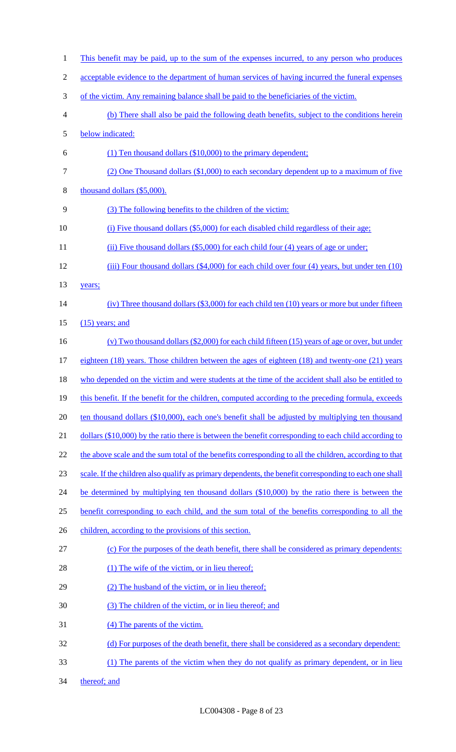This benefit may be paid, up to the sum of the expenses incurred, to any person who produces acceptable evidence to the department of human services of having incurred the funeral expenses of the victim. Any remaining balance shall be paid to the beneficiaries of the victim.

(b) There shall also be paid the following death benefits, subject to the conditions herein below indicated:

(1) Ten thousand dollars ($10,000) to the primary dependent;

(2) One Thousand dollars ($1,000) to each secondary dependent up to a maximum of five thousand dollars ($5,000).

(3) The following benefits to the children of the victim:

(i) Five thousand dollars ($5,000) for each disabled child regardless of their age;

(ii) Five thousand dollars ($5,000) for each child four (4) years of age or under;

(iii) Four thousand dollars ($4,000) for each child over four (4) years, but under ten (10) years;

(iv) Three thousand dollars ($3,000) for each child ten (10) years or more but under fifteen (15) years; and

(v) Two thousand dollars ($2,000) for each child fifteen (15) years of age or over, but under eighteen (18) years. Those children between the ages of eighteen (18) and twenty-one (21) years who depended on the victim and were students at the time of the accident shall also be entitled to this benefit. If the benefit for the children, computed according to the preceding formula, exceeds ten thousand dollars ($10,000), each one's benefit shall be adjusted by multiplying ten thousand dollars ($10,000) by the ratio there is between the benefit corresponding to each child according to the above scale and the sum total of the benefits corresponding to all the children, according to that scale. If the children also qualify as primary dependents, the benefit corresponding to each one shall be determined by multiplying ten thousand dollars ($10,000) by the ratio there is between the benefit corresponding to each child, and the sum total of the benefits corresponding to all the children, according to the provisions of this section.

(c) For the purposes of the death benefit, there shall be considered as primary dependents:

(1) The wife of the victim, or in lieu thereof;

(2) The husband of the victim, or in lieu thereof;

(3) The children of the victim, or in lieu thereof; and

(4) The parents of the victim.

(d) For purposes of the death benefit, there shall be considered as a secondary dependent:

(1) The parents of the victim when they do not qualify as primary dependent, or in lieu thereof; and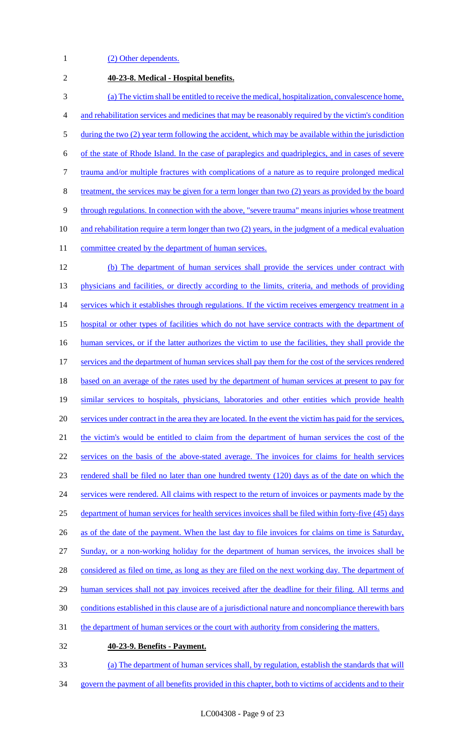(2) Other dependents.

**40-23-8. Medical - Hospital benefits.**

(a) The victim shall be entitled to receive the medical, hospitalization, convalescence home, and rehabilitation services and medicines that may be reasonably required by the victim's condition during the two (2) year term following the accident, which may be available within the jurisdiction of the state of Rhode Island. In the case of paraplegics and quadriplegics, and in cases of severe trauma and/or multiple fractures with complications of a nature as to require prolonged medical treatment, the services may be given for a term longer than two (2) years as provided by the board through regulations. In connection with the above, "severe trauma" means injuries whose treatment and rehabilitation require a term longer than two (2) years, in the judgment of a medical evaluation committee created by the department of human services.

(b) The department of human services shall provide the services under contract with physicians and facilities, or directly according to the limits, criteria, and methods of providing services which it establishes through regulations. If the victim receives emergency treatment in a hospital or other types of facilities which do not have service contracts with the department of human services, or if the latter authorizes the victim to use the facilities, they shall provide the services and the department of human services shall pay them for the cost of the services rendered based on an average of the rates used by the department of human services at present to pay for similar services to hospitals, physicians, laboratories and other entities which provide health services under contract in the area they are located. In the event the victim has paid for the services, the victim's would be entitled to claim from the department of human services the cost of the services on the basis of the above-stated average. The invoices for claims for health services rendered shall be filed no later than one hundred twenty (120) days as of the date on which the services were rendered. All claims with respect to the return of invoices or payments made by the department of human services for health services invoices shall be filed within forty-five (45) days as of the date of the payment. When the last day to file invoices for claims on time is Saturday, Sunday, or a non-working holiday for the department of human services, the invoices shall be considered as filed on time, as long as they are filed on the next working day. The department of human services shall not pay invoices received after the deadline for their filing. All terms and conditions established in this clause are of a jurisdictional nature and noncompliance therewith bars the department of human services or the court with authority from considering the matters.

**40-23-9. Benefits - Payment.**

(a) The department of human services shall, by regulation, establish the standards that will govern the payment of all benefits provided in this chapter, both to victims of accidents and to their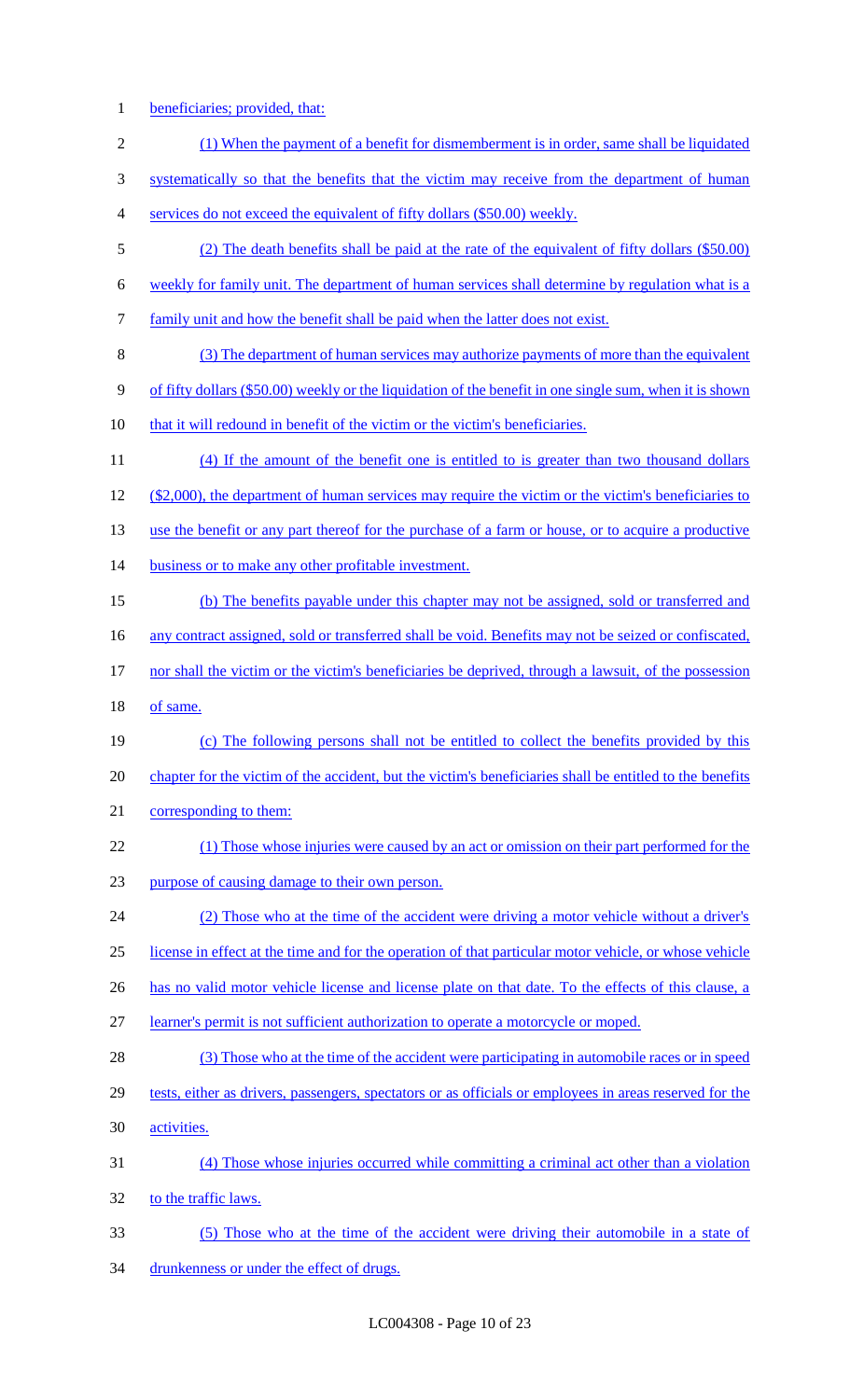beneficiaries; provided, that:

(1) When the payment of a benefit for dismemberment is in order, same shall be liquidated systematically so that the benefits that the victim may receive from the department of human services do not exceed the equivalent of fifty dollars ($50.00) weekly.

(2) The death benefits shall be paid at the rate of the equivalent of fifty dollars ($50.00) weekly for family unit. The department of human services shall determine by regulation what is a family unit and how the benefit shall be paid when the latter does not exist.

(3) The department of human services may authorize payments of more than the equivalent of fifty dollars ($50.00) weekly or the liquidation of the benefit in one single sum, when it is shown that it will redound in benefit of the victim or the victim's beneficiaries.

(4) If the amount of the benefit one is entitled to is greater than two thousand dollars ($2,000), the department of human services may require the victim or the victim's beneficiaries to use the benefit or any part thereof for the purchase of a farm or house, or to acquire a productive business or to make any other profitable investment.

(b) The benefits payable under this chapter may not be assigned, sold or transferred and any contract assigned, sold or transferred shall be void. Benefits may not be seized or confiscated, nor shall the victim or the victim's beneficiaries be deprived, through a lawsuit, of the possession of same.

(c) The following persons shall not be entitled to collect the benefits provided by this chapter for the victim of the accident, but the victim's beneficiaries shall be entitled to the benefits corresponding to them:

(1) Those whose injuries were caused by an act or omission on their part performed for the purpose of causing damage to their own person.

(2) Those who at the time of the accident were driving a motor vehicle without a driver's license in effect at the time and for the operation of that particular motor vehicle, or whose vehicle has no valid motor vehicle license and license plate on that date. To the effects of this clause, a learner's permit is not sufficient authorization to operate a motorcycle or moped.

(3) Those who at the time of the accident were participating in automobile races or in speed tests, either as drivers, passengers, spectators or as officials or employees in areas reserved for the activities.

(4) Those whose injuries occurred while committing a criminal act other than a violation to the traffic laws.

(5) Those who at the time of the accident were driving their automobile in a state of drunkenness or under the effect of drugs.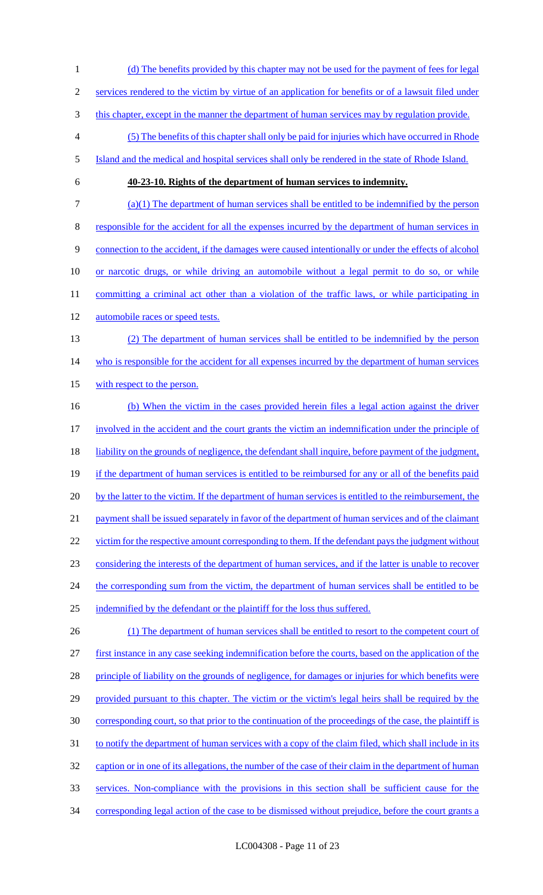(d) The benefits provided by this chapter may not be used for the payment of fees for legal services rendered to the victim by virtue of an application for benefits or of a lawsuit filed under this chapter, except in the manner the department of human services may by regulation provide.

(5) The benefits of this chapter shall only be paid for injuries which have occurred in Rhode Island and the medical and hospital services shall only be rendered in the state of Rhode Island.

**40-23-10. Rights of the department of human services to indemnity.**

(a)(1) The department of human services shall be entitled to be indemnified by the person responsible for the accident for all the expenses incurred by the department of human services in connection to the accident, if the damages were caused intentionally or under the effects of alcohol or narcotic drugs, or while driving an automobile without a legal permit to do so, or while committing a criminal act other than a violation of the traffic laws, or while participating in automobile races or speed tests.

(2) The department of human services shall be entitled to be indemnified by the person who is responsible for the accident for all expenses incurred by the department of human services with respect to the person.

(b) When the victim in the cases provided herein files a legal action against the driver involved in the accident and the court grants the victim an indemnification under the principle of liability on the grounds of negligence, the defendant shall inquire, before payment of the judgment, if the department of human services is entitled to be reimbursed for any or all of the benefits paid by the latter to the victim. If the department of human services is entitled to the reimbursement, the payment shall be issued separately in favor of the department of human services and of the claimant victim for the respective amount corresponding to them. If the defendant pays the judgment without considering the interests of the department of human services, and if the latter is unable to recover the corresponding sum from the victim, the department of human services shall be entitled to be indemnified by the defendant or the plaintiff for the loss thus suffered.

(1) The department of human services shall be entitled to resort to the competent court of first instance in any case seeking indemnification before the courts, based on the application of the principle of liability on the grounds of negligence, for damages or injuries for which benefits were provided pursuant to this chapter. The victim or the victim's legal heirs shall be required by the corresponding court, so that prior to the continuation of the proceedings of the case, the plaintiff is to notify the department of human services with a copy of the claim filed, which shall include in its caption or in one of its allegations, the number of the case of their claim in the department of human services. Non-compliance with the provisions in this section shall be sufficient cause for the corresponding legal action of the case to be dismissed without prejudice, before the court grants a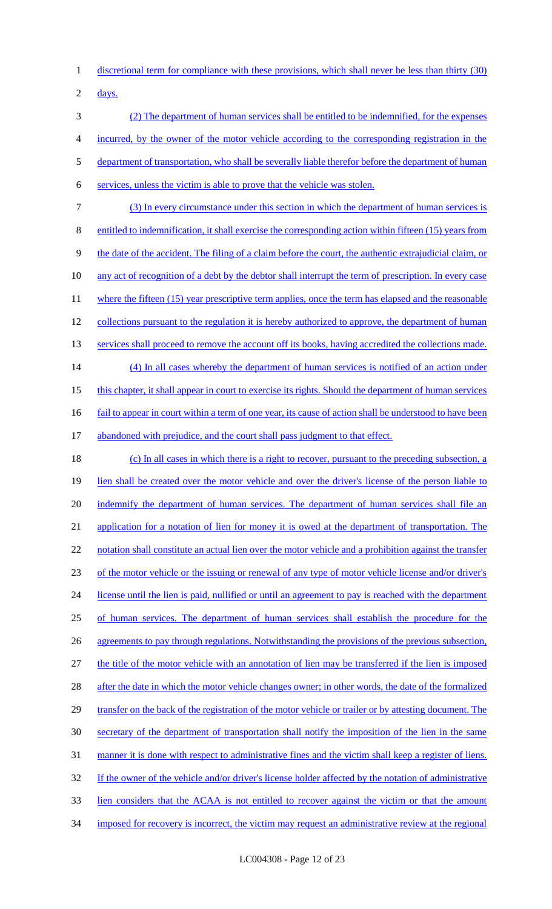discretional term for compliance with these provisions, which shall never be less than thirty (30) days.

(2) The department of human services shall be entitled to be indemnified, for the expenses incurred, by the owner of the motor vehicle according to the corresponding registration in the department of transportation, who shall be severally liable therefor before the department of human services, unless the victim is able to prove that the vehicle was stolen.

(3) In every circumstance under this section in which the department of human services is entitled to indemnification, it shall exercise the corresponding action within fifteen (15) years from the date of the accident. The filing of a claim before the court, the authentic extrajudicial claim, or any act of recognition of a debt by the debtor shall interrupt the term of prescription. In every case where the fifteen (15) year prescriptive term applies, once the term has elapsed and the reasonable collections pursuant to the regulation it is hereby authorized to approve, the department of human services shall proceed to remove the account off its books, having accredited the collections made.

(4) In all cases whereby the department of human services is notified of an action under this chapter, it shall appear in court to exercise its rights. Should the department of human services fail to appear in court within a term of one year, its cause of action shall be understood to have been abandoned with prejudice, and the court shall pass judgment to that effect.

(c) In all cases in which there is a right to recover, pursuant to the preceding subsection, a lien shall be created over the motor vehicle and over the driver's license of the person liable to indemnify the department of human services. The department of human services shall file an application for a notation of lien for money it is owed at the department of transportation. The notation shall constitute an actual lien over the motor vehicle and a prohibition against the transfer of the motor vehicle or the issuing or renewal of any type of motor vehicle license and/or driver's license until the lien is paid, nullified or until an agreement to pay is reached with the department of human services. The department of human services shall establish the procedure for the agreements to pay through regulations. Notwithstanding the provisions of the previous subsection, the title of the motor vehicle with an annotation of lien may be transferred if the lien is imposed after the date in which the motor vehicle changes owner; in other words, the date of the formalized transfer on the back of the registration of the motor vehicle or trailer or by attesting document. The secretary of the department of transportation shall notify the imposition of the lien in the same manner it is done with respect to administrative fines and the victim shall keep a register of liens. If the owner of the vehicle and/or driver's license holder affected by the notation of administrative lien considers that the ACAA is not entitled to recover against the victim or that the amount imposed for recovery is incorrect, the victim may request an administrative review at the regional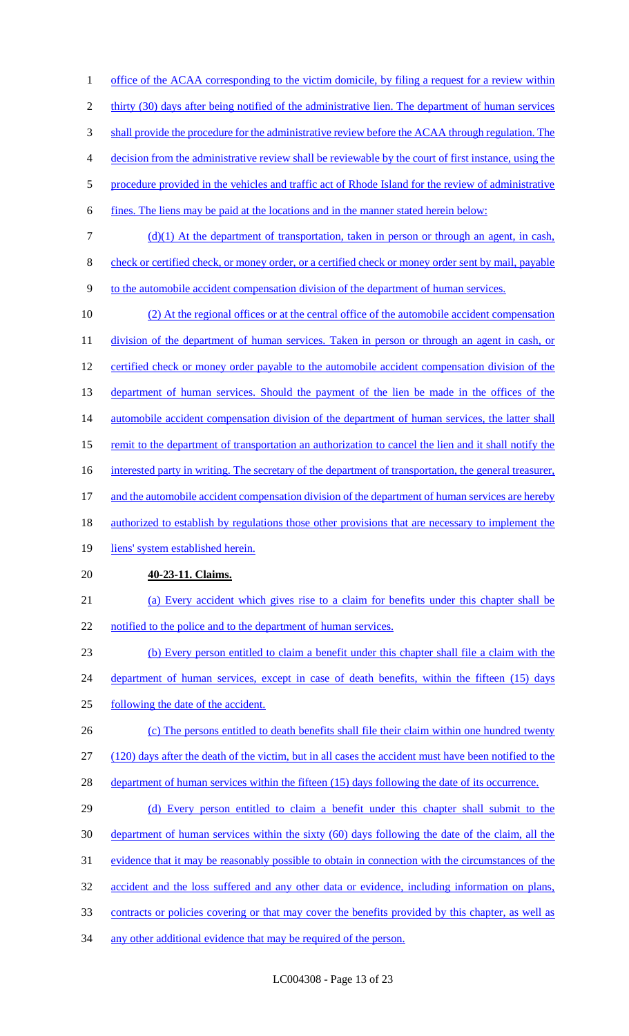office of the ACAA corresponding to the victim domicile, by filing a request for a review within thirty (30) days after being notified of the administrative lien. The department of human services shall provide the procedure for the administrative review before the ACAA through regulation. The decision from the administrative review shall be reviewable by the court of first instance, using the procedure provided in the vehicles and traffic act of Rhode Island for the review of administrative fines. The liens may be paid at the locations and in the manner stated herein below:

(d)(1) At the department of transportation, taken in person or through an agent, in cash, check or certified check, or money order, or a certified check or money order sent by mail, payable to the automobile accident compensation division of the department of human services.

(2) At the regional offices or at the central office of the automobile accident compensation division of the department of human services. Taken in person or through an agent in cash, or certified check or money order payable to the automobile accident compensation division of the department of human services. Should the payment of the lien be made in the offices of the automobile accident compensation division of the department of human services, the latter shall remit to the department of transportation an authorization to cancel the lien and it shall notify the interested party in writing. The secretary of the department of transportation, the general treasurer, and the automobile accident compensation division of the department of human services are hereby authorized to establish by regulations those other provisions that are necessary to implement the liens' system established herein.

**40-23-11. Claims.**

(a) Every accident which gives rise to a claim for benefits under this chapter shall be notified to the police and to the department of human services.

(b) Every person entitled to claim a benefit under this chapter shall file a claim with the department of human services, except in case of death benefits, within the fifteen (15) days following the date of the accident.

(c) The persons entitled to death benefits shall file their claim within one hundred twenty (120) days after the death of the victim, but in all cases the accident must have been notified to the department of human services within the fifteen (15) days following the date of its occurrence.

(d) Every person entitled to claim a benefit under this chapter shall submit to the department of human services within the sixty (60) days following the date of the claim, all the evidence that it may be reasonably possible to obtain in connection with the circumstances of the accident and the loss suffered and any other data or evidence, including information on plans, contracts or policies covering or that may cover the benefits provided by this chapter, as well as any other additional evidence that may be required of the person.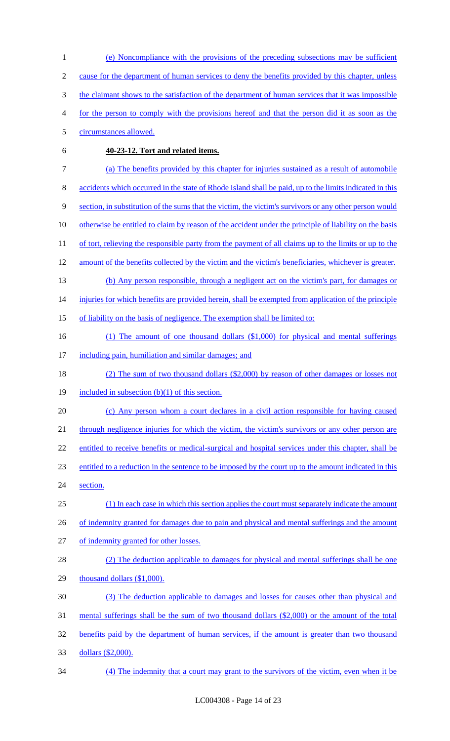(e) Noncompliance with the provisions of the preceding subsections may be sufficient cause for the department of human services to deny the benefits provided by this chapter, unless the claimant shows to the satisfaction of the department of human services that it was impossible for the person to comply with the provisions hereof and that the person did it as soon as the circumstances allowed.

**40-23-12. Tort and related items.**

(a) The benefits provided by this chapter for injuries sustained as a result of automobile accidents which occurred in the state of Rhode Island shall be paid, up to the limits indicated in this section, in substitution of the sums that the victim, the victim's survivors or any other person would otherwise be entitled to claim by reason of the accident under the principle of liability on the basis of tort, relieving the responsible party from the payment of all claims up to the limits or up to the amount of the benefits collected by the victim and the victim's beneficiaries, whichever is greater.

(b) Any person responsible, through a negligent act on the victim's part, for damages or injuries for which benefits are provided herein, shall be exempted from application of the principle of liability on the basis of negligence. The exemption shall be limited to:

(1) The amount of one thousand dollars ($1,000) for physical and mental sufferings including pain, humiliation and similar damages; and

(2) The sum of two thousand dollars ($2,000) by reason of other damages or losses not included in subsection (b)(1) of this section.

(c) Any person whom a court declares in a civil action responsible for having caused through negligence injuries for which the victim, the victim's survivors or any other person are entitled to receive benefits or medical-surgical and hospital services under this chapter, shall be entitled to a reduction in the sentence to be imposed by the court up to the amount indicated in this section.

(1) In each case in which this section applies the court must separately indicate the amount of indemnity granted for damages due to pain and physical and mental sufferings and the amount of indemnity granted for other losses.

(2) The deduction applicable to damages for physical and mental sufferings shall be one thousand dollars ($1,000).

(3) The deduction applicable to damages and losses for causes other than physical and mental sufferings shall be the sum of two thousand dollars ($2,000) or the amount of the total benefits paid by the department of human services, if the amount is greater than two thousand dollars ($2,000).

(4) The indemnity that a court may grant to the survivors of the victim, even when it be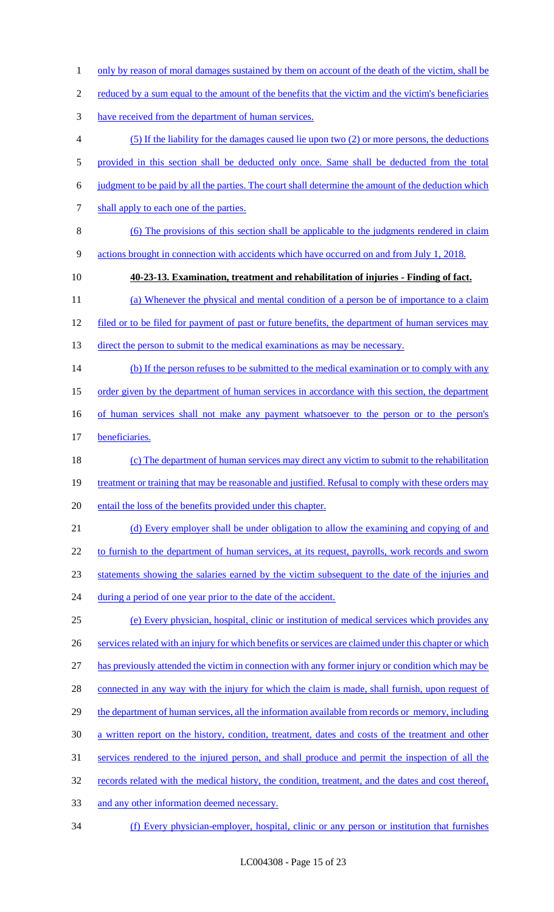only by reason of moral damages sustained by them on account of the death of the victim, shall be reduced by a sum equal to the amount of the benefits that the victim and the victim's beneficiaries have received from the department of human services.

(5) If the liability for the damages caused lie upon two (2) or more persons, the deductions provided in this section shall be deducted only once. Same shall be deducted from the total judgment to be paid by all the parties. The court shall determine the amount of the deduction which shall apply to each one of the parties.

(6) The provisions of this section shall be applicable to the judgments rendered in claim actions brought in connection with accidents which have occurred on and from July 1, 2018.

**40-23-13. Examination, treatment and rehabilitation of injuries - Finding of fact.**

(a) Whenever the physical and mental condition of a person be of importance to a claim filed or to be filed for payment of past or future benefits, the department of human services may direct the person to submit to the medical examinations as may be necessary.

(b) If the person refuses to be submitted to the medical examination or to comply with any order given by the department of human services in accordance with this section, the department of human services shall not make any payment whatsoever to the person or to the person's beneficiaries.

(c) The department of human services may direct any victim to submit to the rehabilitation treatment or training that may be reasonable and justified. Refusal to comply with these orders may entail the loss of the benefits provided under this chapter.

(d) Every employer shall be under obligation to allow the examining and copying of and to furnish to the department of human services, at its request, payrolls, work records and sworn statements showing the salaries earned by the victim subsequent to the date of the injuries and during a period of one year prior to the date of the accident.

(e) Every physician, hospital, clinic or institution of medical services which provides any services related with an injury for which benefits or services are claimed under this chapter or which has previously attended the victim in connection with any former injury or condition which may be connected in any way with the injury for which the claim is made, shall furnish, upon request of the department of human services, all the information available from records or memory, including a written report on the history, condition, treatment, dates and costs of the treatment and other services rendered to the injured person, and shall produce and permit the inspection of all the records related with the medical history, the condition, treatment, and the dates and cost thereof, and any other information deemed necessary.

(f) Every physician-employer, hospital, clinic or any person or institution that furnishes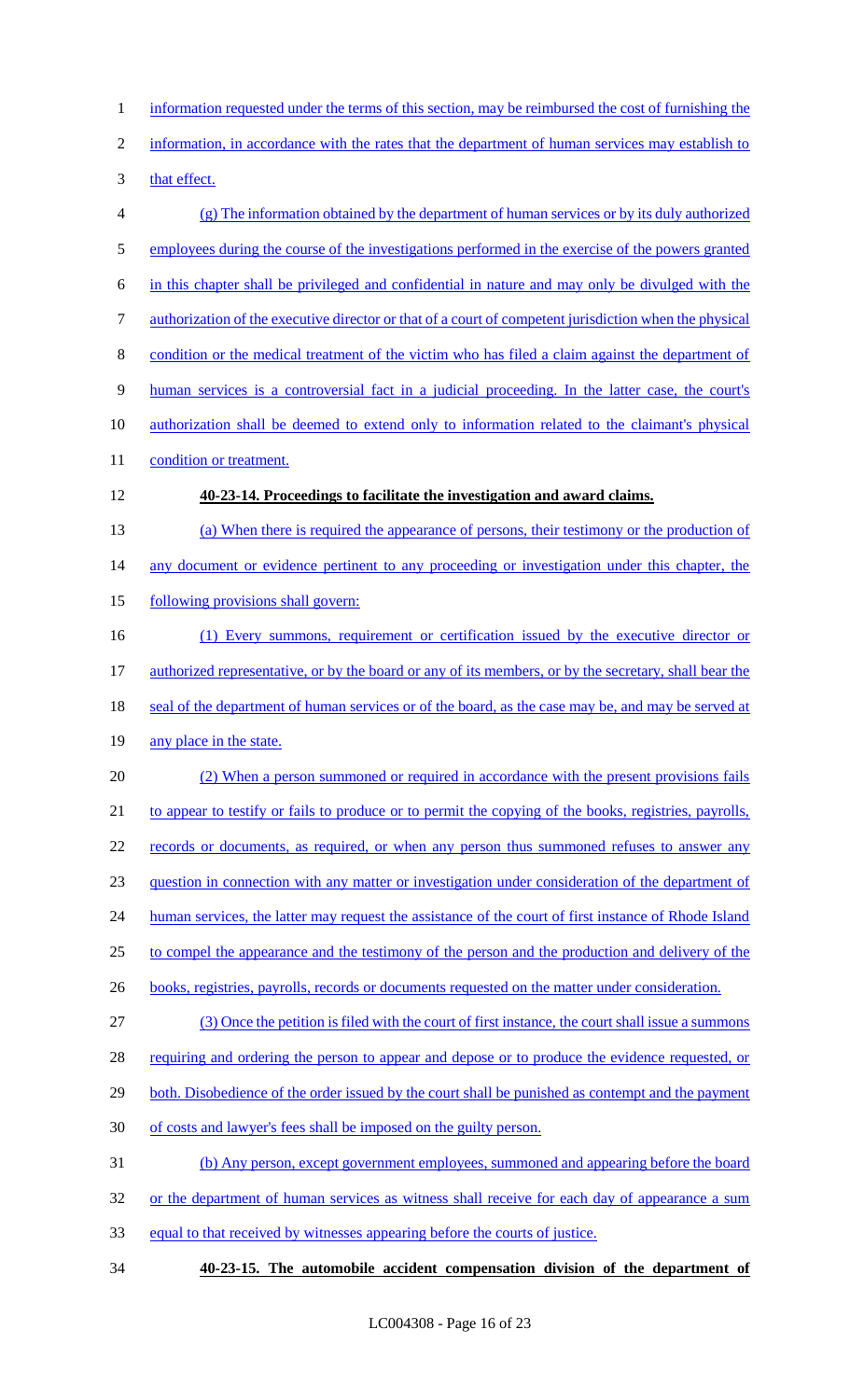information requested under the terms of this section, may be reimbursed the cost of furnishing the information, in accordance with the rates that the department of human services may establish to that effect.

(g) The information obtained by the department of human services or by its duly authorized employees during the course of the investigations performed in the exercise of the powers granted in this chapter shall be privileged and confidential in nature and may only be divulged with the authorization of the executive director or that of a court of competent jurisdiction when the physical condition or the medical treatment of the victim who has filed a claim against the department of human services is a controversial fact in a judicial proceeding. In the latter case, the court's authorization shall be deemed to extend only to information related to the claimant's physical condition or treatment.

**40-23-14. Proceedings to facilitate the investigation and award claims.**

(a) When there is required the appearance of persons, their testimony or the production of any document or evidence pertinent to any proceeding or investigation under this chapter, the following provisions shall govern:

(1) Every summons, requirement or certification issued by the executive director or authorized representative, or by the board or any of its members, or by the secretary, shall bear the seal of the department of human services or of the board, as the case may be, and may be served at any place in the state.

(2) When a person summoned or required in accordance with the present provisions fails to appear to testify or fails to produce or to permit the copying of the books, registries, payrolls, records or documents, as required, or when any person thus summoned refuses to answer any question in connection with any matter or investigation under consideration of the department of human services, the latter may request the assistance of the court of first instance of Rhode Island to compel the appearance and the testimony of the person and the production and delivery of the books, registries, payrolls, records or documents requested on the matter under consideration.

(3) Once the petition is filed with the court of first instance, the court shall issue a summons requiring and ordering the person to appear and depose or to produce the evidence requested, or both. Disobedience of the order issued by the court shall be punished as contempt and the payment of costs and lawyer's fees shall be imposed on the guilty person.

(b) Any person, except government employees, summoned and appearing before the board or the department of human services as witness shall receive for each day of appearance a sum equal to that received by witnesses appearing before the courts of justice.

**40-23-15. The automobile accident compensation division of the department of**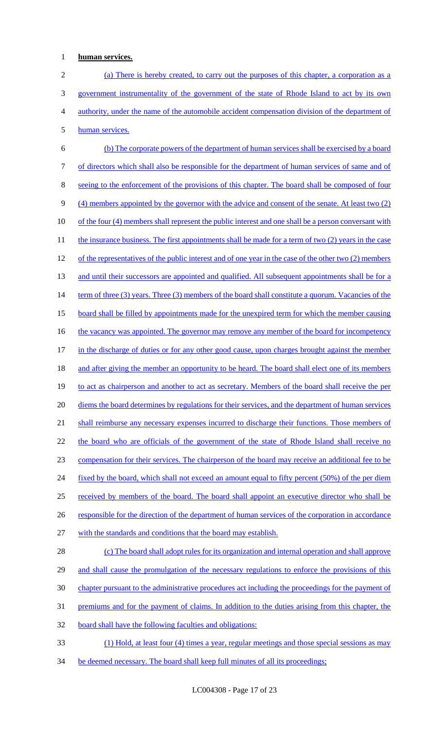**human services.**

(a) There is hereby created, to carry out the purposes of this chapter, a corporation as a government instrumentality of the government of the state of Rhode Island to act by its own authority, under the name of the automobile accident compensation division of the department of human services.

(b) The corporate powers of the department of human services shall be exercised by a board of directors which shall also be responsible for the department of human services of same and of seeing to the enforcement of the provisions of this chapter. The board shall be composed of four (4) members appointed by the governor with the advice and consent of the senate. At least two (2) of the four (4) members shall represent the public interest and one shall be a person conversant with the insurance business. The first appointments shall be made for a term of two (2) years in the case of the representatives of the public interest and of one year in the case of the other two (2) members and until their successors are appointed and qualified. All subsequent appointments shall be for a term of three (3) years. Three (3) members of the board shall constitute a quorum. Vacancies of the board shall be filled by appointments made for the unexpired term for which the member causing the vacancy was appointed. The governor may remove any member of the board for incompetency in the discharge of duties or for any other good cause, upon charges brought against the member and after giving the member an opportunity to be heard. The board shall elect one of its members to act as chairperson and another to act as secretary. Members of the board shall receive the per diems the board determines by regulations for their services, and the department of human services shall reimburse any necessary expenses incurred to discharge their functions. Those members of the board who are officials of the government of the state of Rhode Island shall receive no compensation for their services. The chairperson of the board may receive an additional fee to be fixed by the board, which shall not exceed an amount equal to fifty percent (50%) of the per diem received by members of the board. The board shall appoint an executive director who shall be responsible for the direction of the department of human services of the corporation in accordance with the standards and conditions that the board may establish.

(c) The board shall adopt rules for its organization and internal operation and shall approve and shall cause the promulgation of the necessary regulations to enforce the provisions of this chapter pursuant to the administrative procedures act including the proceedings for the payment of premiums and for the payment of claims. In addition to the duties arising from this chapter, the board shall have the following faculties and obligations:

(1) Hold, at least four (4) times a year, regular meetings and those special sessions as may be deemed necessary. The board shall keep full minutes of all its proceedings;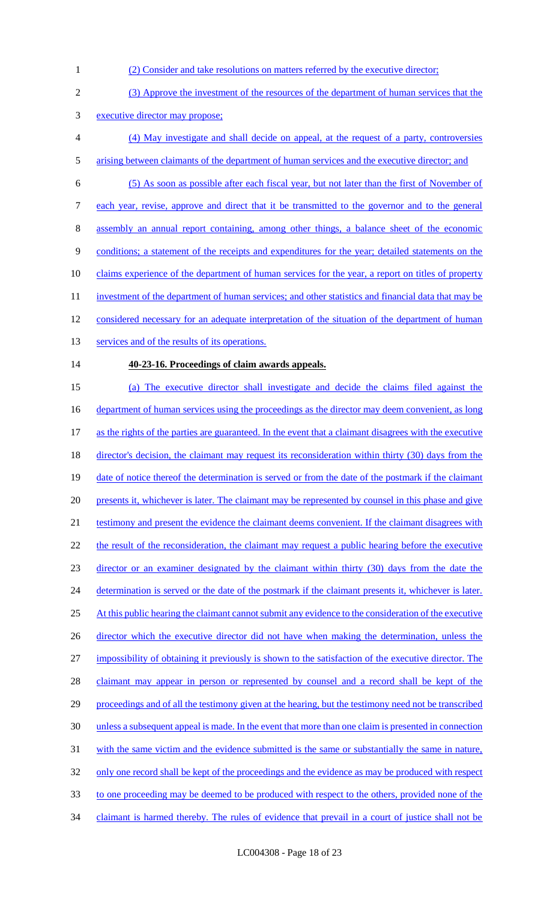(2) Consider and take resolutions on matters referred by the executive director;

(3) Approve the investment of the resources of the department of human services that the executive director may propose;

(4) May investigate and shall decide on appeal, at the request of a party, controversies arising between claimants of the department of human services and the executive director; and

(5) As soon as possible after each fiscal year, but not later than the first of November of each year, revise, approve and direct that it be transmitted to the governor and to the general assembly an annual report containing, among other things, a balance sheet of the economic conditions; a statement of the receipts and expenditures for the year; detailed statements on the claims experience of the department of human services for the year, a report on titles of property investment of the department of human services; and other statistics and financial data that may be considered necessary for an adequate interpretation of the situation of the department of human services and of the results of its operations.

**40-23-16. Proceedings of claim awards appeals.**

(a) The executive director shall investigate and decide the claims filed against the department of human services using the proceedings as the director may deem convenient, as long as the rights of the parties are guaranteed. In the event that a claimant disagrees with the executive director's decision, the claimant may request its reconsideration within thirty (30) days from the date of notice thereof the determination is served or from the date of the postmark if the claimant presents it, whichever is later. The claimant may be represented by counsel in this phase and give testimony and present the evidence the claimant deems convenient. If the claimant disagrees with the result of the reconsideration, the claimant may request a public hearing before the executive director or an examiner designated by the claimant within thirty (30) days from the date the determination is served or the date of the postmark if the claimant presents it, whichever is later. At this public hearing the claimant cannot submit any evidence to the consideration of the executive director which the executive director did not have when making the determination, unless the impossibility of obtaining it previously is shown to the satisfaction of the executive director. The claimant may appear in person or represented by counsel and a record shall be kept of the proceedings and of all the testimony given at the hearing, but the testimony need not be transcribed unless a subsequent appeal is made. In the event that more than one claim is presented in connection with the same victim and the evidence submitted is the same or substantially the same in nature, only one record shall be kept of the proceedings and the evidence as may be produced with respect to one proceeding may be deemed to be produced with respect to the others, provided none of the claimant is harmed thereby. The rules of evidence that prevail in a court of justice shall not be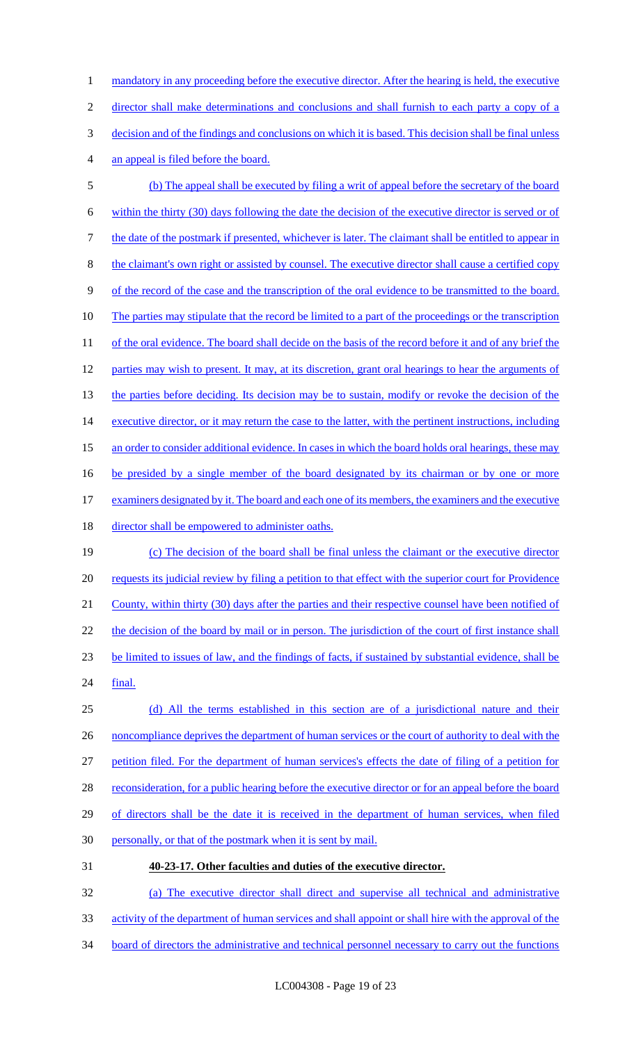mandatory in any proceeding before the executive director. After the hearing is held, the executive director shall make determinations and conclusions and shall furnish to each party a copy of a decision and of the findings and conclusions on which it is based. This decision shall be final unless an appeal is filed before the board.

(b) The appeal shall be executed by filing a writ of appeal before the secretary of the board within the thirty (30) days following the date the decision of the executive director is served or of the date of the postmark if presented, whichever is later. The claimant shall be entitled to appear in the claimant's own right or assisted by counsel. The executive director shall cause a certified copy of the record of the case and the transcription of the oral evidence to be transmitted to the board. The parties may stipulate that the record be limited to a part of the proceedings or the transcription of the oral evidence. The board shall decide on the basis of the record before it and of any brief the parties may wish to present. It may, at its discretion, grant oral hearings to hear the arguments of the parties before deciding. Its decision may be to sustain, modify or revoke the decision of the executive director, or it may return the case to the latter, with the pertinent instructions, including an order to consider additional evidence. In cases in which the board holds oral hearings, these may be presided by a single member of the board designated by its chairman or by one or more examiners designated by it. The board and each one of its members, the examiners and the executive director shall be empowered to administer oaths.

(c) The decision of the board shall be final unless the claimant or the executive director requests its judicial review by filing a petition to that effect with the superior court for Providence County, within thirty (30) days after the parties and their respective counsel have been notified of the decision of the board by mail or in person. The jurisdiction of the court of first instance shall be limited to issues of law, and the findings of facts, if sustained by substantial evidence, shall be final.

(d) All the terms established in this section are of a jurisdictional nature and their noncompliance deprives the department of human services or the court of authority to deal with the petition filed. For the department of human services's effects the date of filing of a petition for reconsideration, for a public hearing before the executive director or for an appeal before the board of directors shall be the date it is received in the department of human services, when filed personally, or that of the postmark when it is sent by mail.

**40-23-17. Other faculties and duties of the executive director.**

(a) The executive director shall direct and supervise all technical and administrative activity of the department of human services and shall appoint or shall hire with the approval of the board of directors the administrative and technical personnel necessary to carry out the functions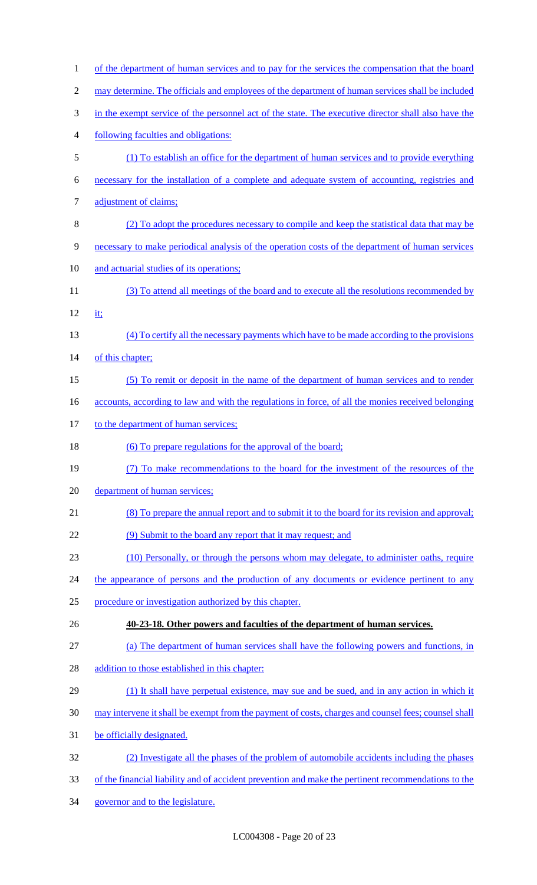of the department of human services and to pay for the services the compensation that the board may determine. The officials and employees of the department of human services shall be included in the exempt service of the personnel act of the state. The executive director shall also have the following faculties and obligations:

(1) To establish an office for the department of human services and to provide everything necessary for the installation of a complete and adequate system of accounting, registries and adjustment of claims;

(2) To adopt the procedures necessary to compile and keep the statistical data that may be necessary to make periodical analysis of the operation costs of the department of human services and actuarial studies of its operations;

(3) To attend all meetings of the board and to execute all the resolutions recommended by it;

(4) To certify all the necessary payments which have to be made according to the provisions of this chapter;

(5) To remit or deposit in the name of the department of human services and to render accounts, according to law and with the regulations in force, of all the monies received belonging to the department of human services;

(6) To prepare regulations for the approval of the board;

(7) To make recommendations to the board for the investment of the resources of the department of human services;

(8) To prepare the annual report and to submit it to the board for its revision and approval;

(9) Submit to the board any report that it may request; and

(10) Personally, or through the persons whom may delegate, to administer oaths, require the appearance of persons and the production of any documents or evidence pertinent to any procedure or investigation authorized by this chapter.

**40-23-18. Other powers and faculties of the department of human services.**

(a) The department of human services shall have the following powers and functions, in addition to those established in this chapter:

(1) It shall have perpetual existence, may sue and be sued, and in any action in which it may intervene it shall be exempt from the payment of costs, charges and counsel fees; counsel shall be officially designated.

(2) Investigate all the phases of the problem of automobile accidents including the phases of the financial liability and of accident prevention and make the pertinent recommendations to the governor and to the legislature.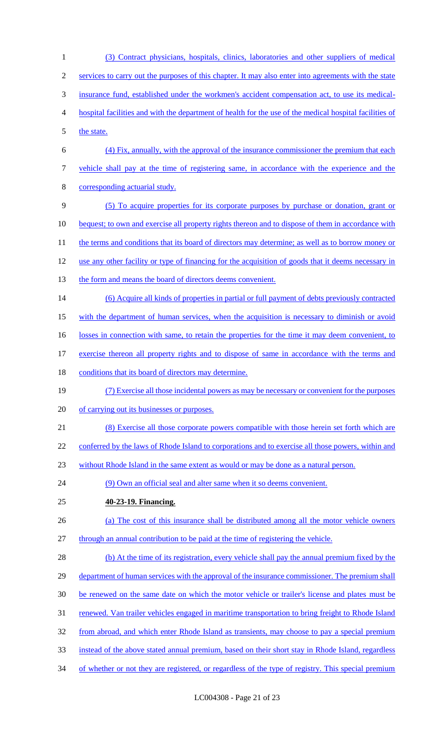(3) Contract physicians, hospitals, clinics, laboratories and other suppliers of medical services to carry out the purposes of this chapter. It may also enter into agreements with the state insurance fund, established under the workmen's accident compensation act, to use its medical-hospital facilities and with the department of health for the use of the medical hospital facilities of the state.

(4) Fix, annually, with the approval of the insurance commissioner the premium that each vehicle shall pay at the time of registering same, in accordance with the experience and the corresponding actuarial study.

(5) To acquire properties for its corporate purposes by purchase or donation, grant or bequest; to own and exercise all property rights thereon and to dispose of them in accordance with the terms and conditions that its board of directors may determine; as well as to borrow money or use any other facility or type of financing for the acquisition of goods that it deems necessary in the form and means the board of directors deems convenient.

(6) Acquire all kinds of properties in partial or full payment of debts previously contracted with the department of human services, when the acquisition is necessary to diminish or avoid losses in connection with same, to retain the properties for the time it may deem convenient, to exercise thereon all property rights and to dispose of same in accordance with the terms and conditions that its board of directors may determine.

(7) Exercise all those incidental powers as may be necessary or convenient for the purposes of carrying out its businesses or purposes.

(8) Exercise all those corporate powers compatible with those herein set forth which are conferred by the laws of Rhode Island to corporations and to exercise all those powers, within and without Rhode Island in the same extent as would or may be done as a natural person.

(9) Own an official seal and alter same when it so deems convenient.

**40-23-19. Financing.**

(a) The cost of this insurance shall be distributed among all the motor vehicle owners through an annual contribution to be paid at the time of registering the vehicle.

(b) At the time of its registration, every vehicle shall pay the annual premium fixed by the department of human services with the approval of the insurance commissioner. The premium shall be renewed on the same date on which the motor vehicle or trailer's license and plates must be renewed. Van trailer vehicles engaged in maritime transportation to bring freight to Rhode Island from abroad, and which enter Rhode Island as transients, may choose to pay a special premium instead of the above stated annual premium, based on their short stay in Rhode Island, regardless of whether or not they are registered, or regardless of the type of registry. This special premium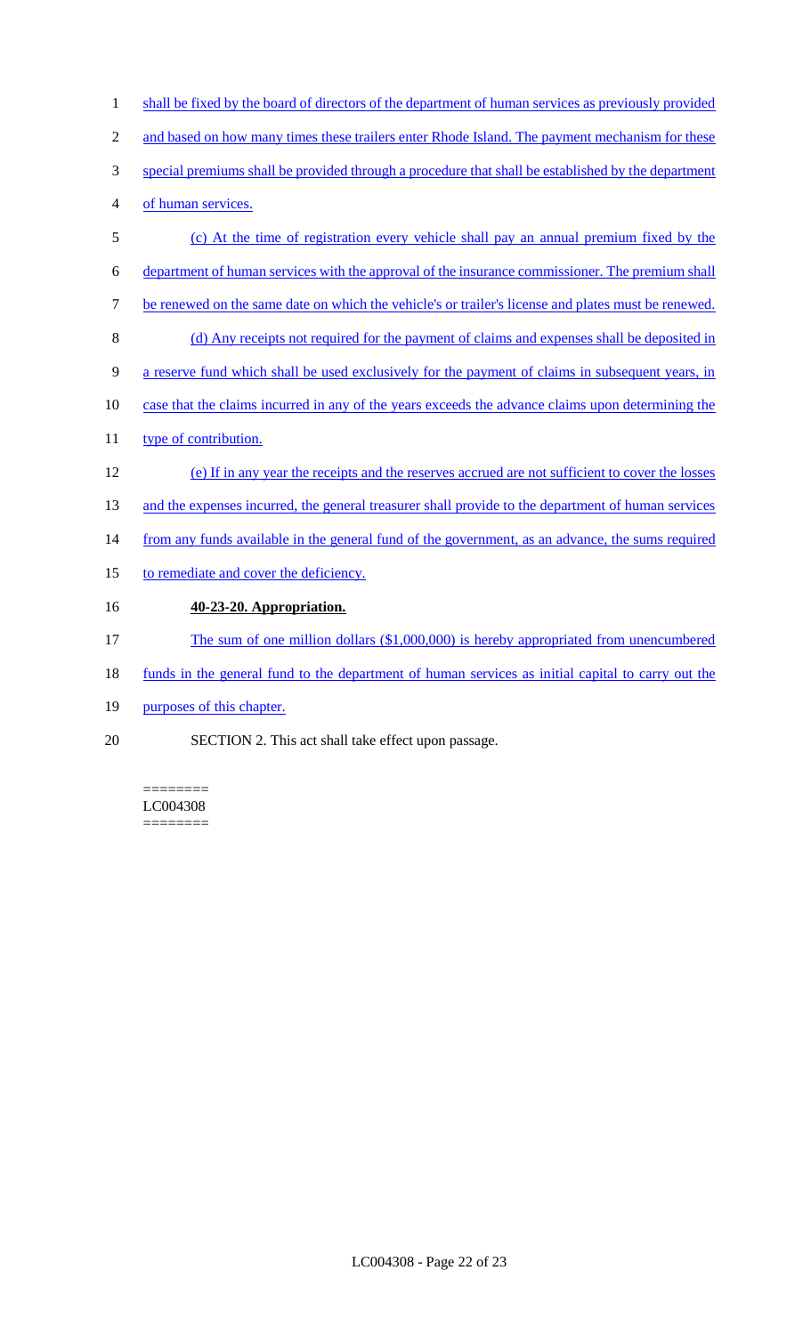shall be fixed by the board of directors of the department of human services as previously provided and based on how many times these trailers enter Rhode Island. The payment mechanism for these special premiums shall be provided through a procedure that shall be established by the department of human services.

(c) At the time of registration every vehicle shall pay an annual premium fixed by the department of human services with the approval of the insurance commissioner. The premium shall be renewed on the same date on which the vehicle's or trailer's license and plates must be renewed.

(d) Any receipts not required for the payment of claims and expenses shall be deposited in a reserve fund which shall be used exclusively for the payment of claims in subsequent years, in case that the claims incurred in any of the years exceeds the advance claims upon determining the type of contribution.

(e) If in any year the receipts and the reserves accrued are not sufficient to cover the losses and the expenses incurred, the general treasurer shall provide to the department of human services from any funds available in the general fund of the government, as an advance, the sums required to remediate and cover the deficiency.

**40-23-20. Appropriation.**

The sum of one million dollars ($1,000,000) is hereby appropriated from unencumbered funds in the general fund to the department of human services as initial capital to carry out the purposes of this chapter.

SECTION 2. This act shall take effect upon passage.

========
LC004308
========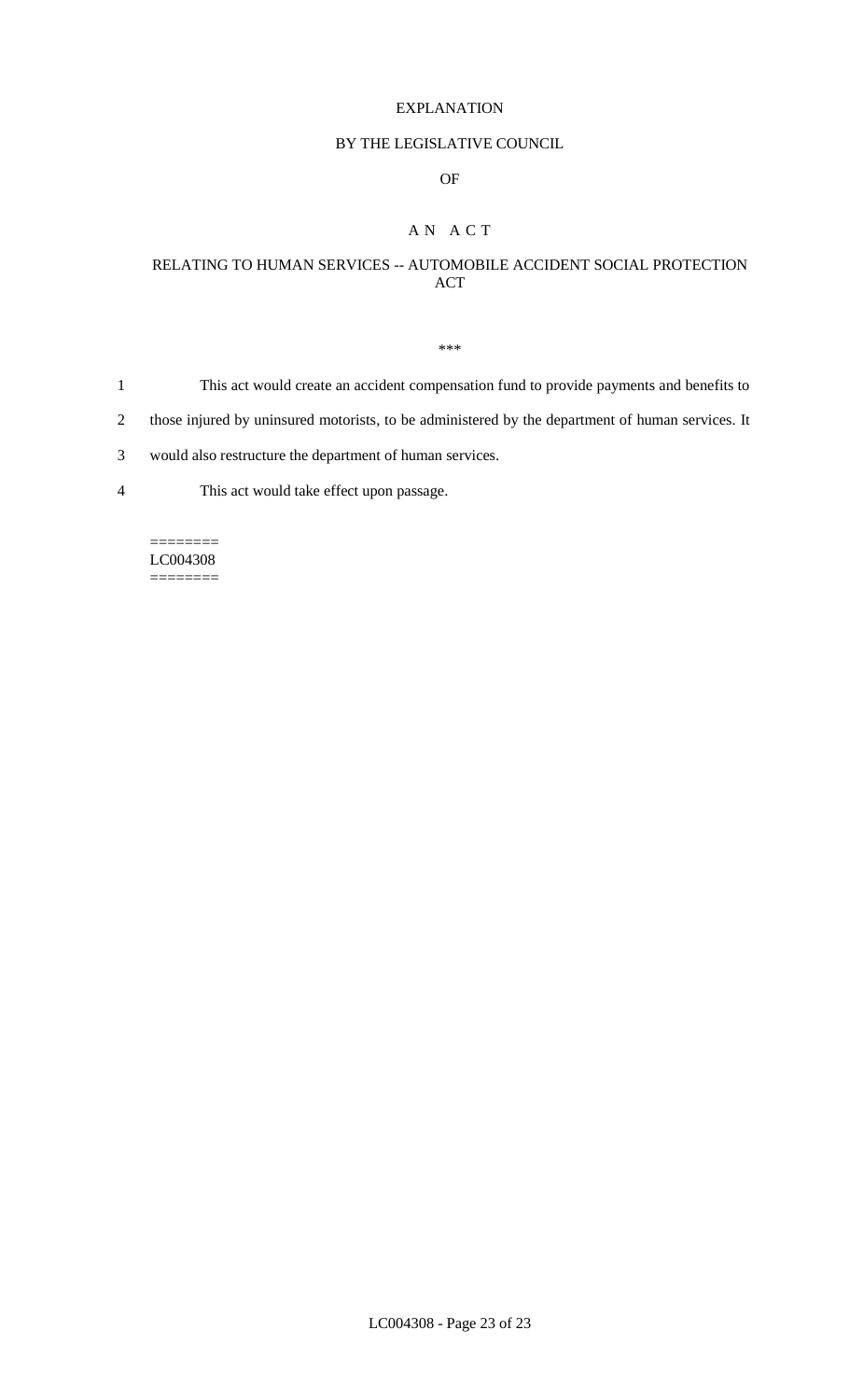EXPLANATION

BY THE LEGISLATIVE COUNCIL

OF

A N A C T

RELATING TO HUMAN SERVICES -- AUTOMOBILE ACCIDENT SOCIAL PROTECTION ACT

***

1 This act would create an accident compensation fund to provide payments and benefits to
2 those injured by uninsured motorists, to be administered by the department of human services. It
3 would also restructure the department of human services.
4 This act would take effect upon passage.

========
LC004308
========